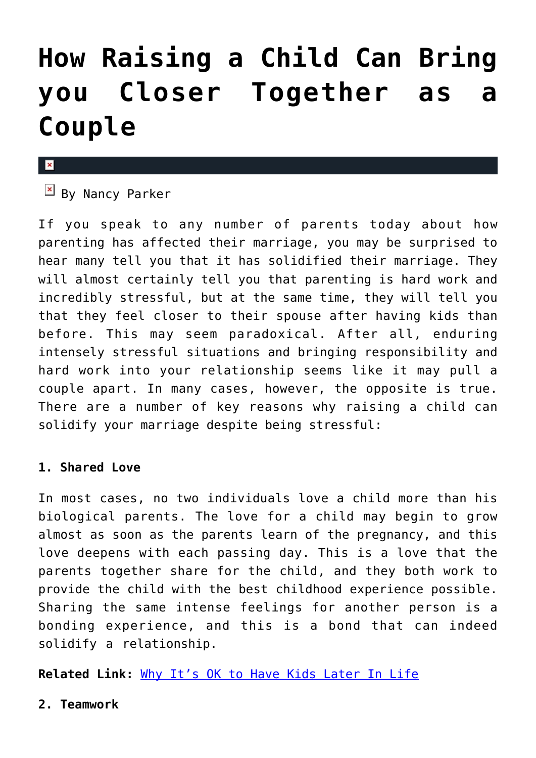# How Raising a Child Can Bring you Closer Together as a Couple

By Nancy Parker

If you speak to any number of parents today about how parenting has affected their marriage, you may be surprised to hear many tell you that it has solidified their marriage. They will almost certainly tell you that parenting is hard work and incredibly stressful, but at the same time, they will tell you that they feel closer to their spouse after having kids than before. This may seem paradoxical. After all, enduring intensely stressful situations and bringing responsibility and hard work into your relationship seems like it may pull a couple apart. In many cases, however, the opposite is true. There are a number of key reasons why raising a child can solidify your marriage despite being stressful:

**1. Shared Love**

In most cases, no two individuals love a child more than his biological parents. The love for a child may begin to grow almost as soon as the parents learn of the pregnancy, and this love deepens with each passing day. This is a love that the parents together share for the child, and they both work to provide the child with the best childhood experience possible. Sharing the same intense feelings for another person is a bonding experience, and this is a bond that can indeed solidify a relationship.

**Related Link:** Why It's OK to Have Kids Later In Life

**2. Teamwork**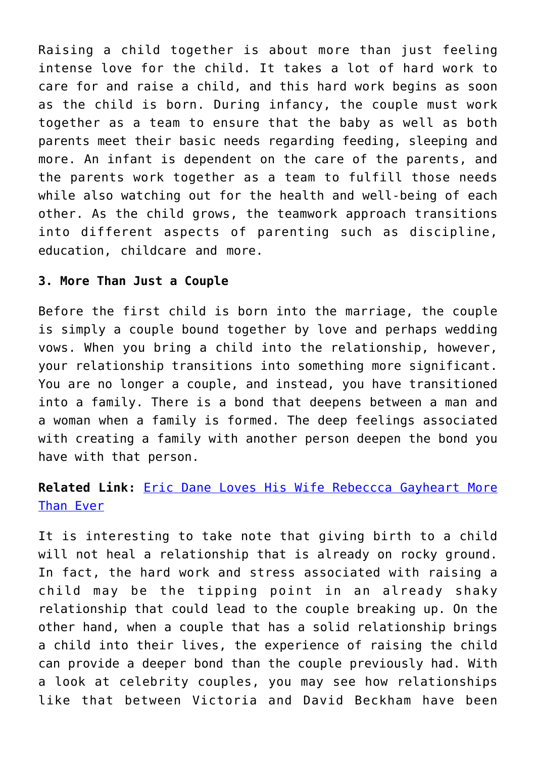Raising a child together is about more than just feeling intense love for the child. It takes a lot of hard work to care for and raise a child, and this hard work begins as soon as the child is born. During infancy, the couple must work together as a team to ensure that the baby as well as both parents meet their basic needs regarding feeding, sleeping and more. An infant is dependent on the care of the parents, and the parents work together as a team to fulfill those needs while also watching out for the health and well-being of each other. As the child grows, the teamwork approach transitions into different aspects of parenting such as discipline, education, childcare and more.

**3. More Than Just a Couple**

Before the first child is born into the marriage, the couple is simply a couple bound together by love and perhaps wedding vows. When you bring a child into the relationship, however, your relationship transitions into something more significant. You are no longer a couple, and instead, you have transitioned into a family. There is a bond that deepens between a man and a woman when a family is formed. The deep feelings associated with creating a family with another person deepen the bond you have with that person.

**Related Link:** Eric Dane Loves His Wife Rebeccca Gayheart More Than Ever

It is interesting to take note that giving birth to a child will not heal a relationship that is already on rocky ground. In fact, the hard work and stress associated with raising a child may be the tipping point in an already shaky relationship that could lead to the couple breaking up. On the other hand, when a couple that has a solid relationship brings a child into their lives, the experience of raising the child can provide a deeper bond than the couple previously had. With a look at celebrity couples, you may see how relationships like that between Victoria and David Beckham have been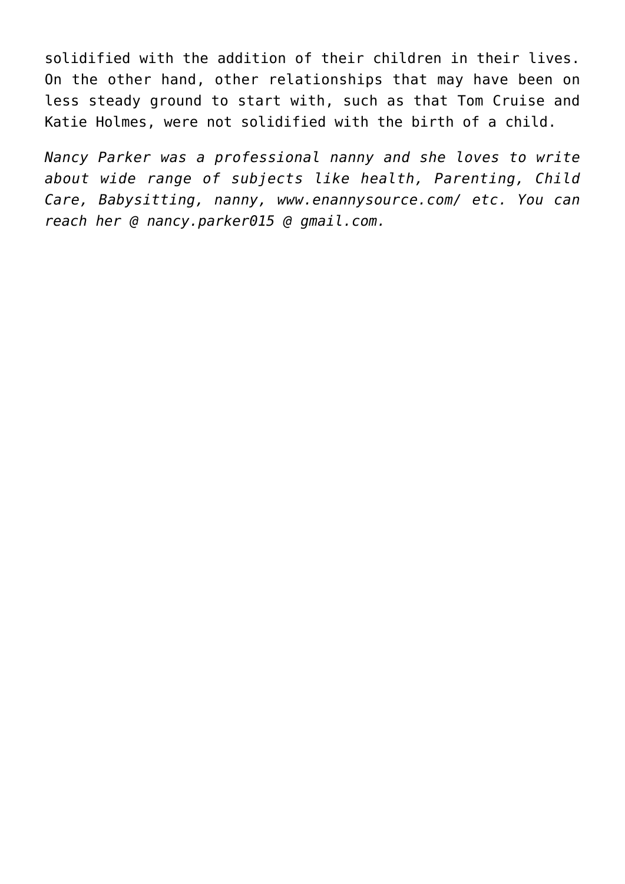solidified with the addition of their children in their lives. On the other hand, other relationships that may have been on less steady ground to start with, such as that Tom Cruise and Katie Holmes, were not solidified with the birth of a child.

*Nancy Parker was a professional nanny and she loves to write about wide range of subjects like health, Parenting, Child Care, Babysitting, nanny, www.enannysource.com/ etc. You can reach her @ nancy.parker015 @ gmail.com.*